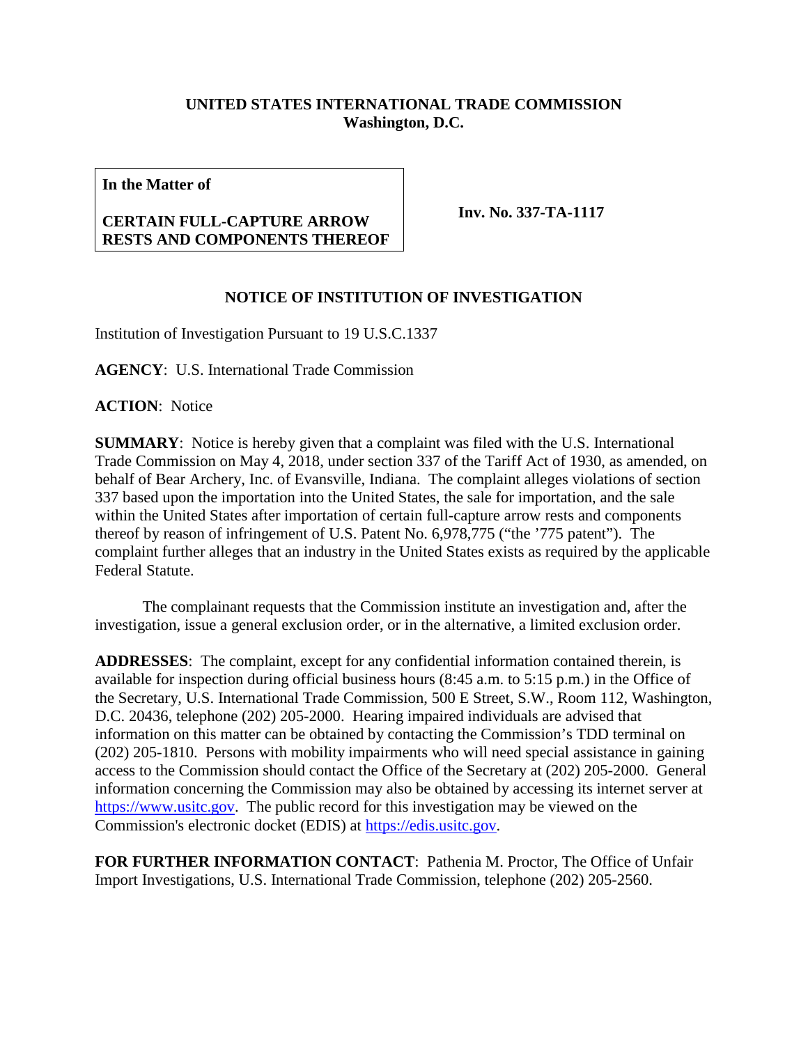**UNITED STATES INTERNATIONAL TRADE COMMISSION**
**Washington, D.C.**

| **In the Matter of**<br><br>**CERTAIN FULL-CAPTURE ARROW RESTS AND COMPONENTS THEREOF** | **Inv. No. 337-TA-1117** |
|---|---|

## NOTICE OF INSTITUTION OF INVESTIGATION

Institution of Investigation Pursuant to 19 U.S.C.1337

**AGENCY**: U.S. International Trade Commission

**ACTION**: Notice

**SUMMARY**: Notice is hereby given that a complaint was filed with the U.S. International Trade Commission on May 4, 2018, under section 337 of the Tariff Act of 1930, as amended, on behalf of Bear Archery, Inc. of Evansville, Indiana. The complaint alleges violations of section 337 based upon the importation into the United States, the sale for importation, and the sale within the United States after importation of certain full-capture arrow rests and components thereof by reason of infringement of U.S. Patent No. 6,978,775 ("the '775 patent"). The complaint further alleges that an industry in the United States exists as required by the applicable Federal Statute.

The complainant requests that the Commission institute an investigation and, after the investigation, issue a general exclusion order, or in the alternative, a limited exclusion order.

**ADDRESSES**: The complaint, except for any confidential information contained therein, is available for inspection during official business hours (8:45 a.m. to 5:15 p.m.) in the Office of the Secretary, U.S. International Trade Commission, 500 E Street, S.W., Room 112, Washington, D.C. 20436, telephone (202) 205-2000. Hearing impaired individuals are advised that information on this matter can be obtained by contacting the Commission's TDD terminal on (202) 205-1810. Persons with mobility impairments who will need special assistance in gaining access to the Commission should contact the Office of the Secretary at (202) 205-2000. General information concerning the Commission may also be obtained by accessing its internet server at https://www.usitc.gov. The public record for this investigation may be viewed on the Commission's electronic docket (EDIS) at https://edis.usitc.gov.

**FOR FURTHER INFORMATION CONTACT**: Pathenia M. Proctor, The Office of Unfair Import Investigations, U.S. International Trade Commission, telephone (202) 205-2560.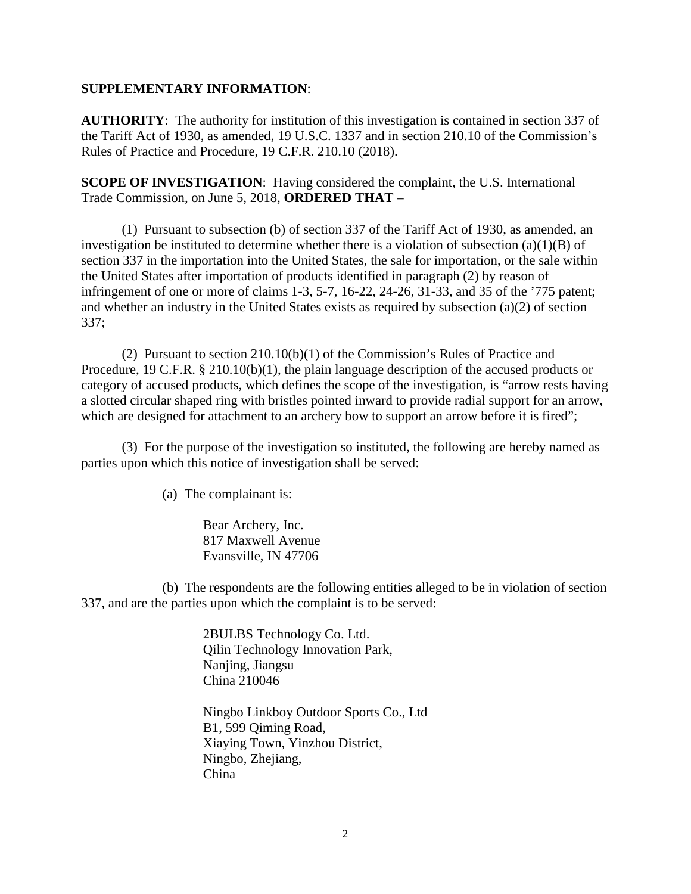**SUPPLEMENTARY INFORMATION**:

**AUTHORITY**: The authority for institution of this investigation is contained in section 337 of the Tariff Act of 1930, as amended, 19 U.S.C. 1337 and in section 210.10 of the Commission's Rules of Practice and Procedure, 19 C.F.R. 210.10 (2018).

**SCOPE OF INVESTIGATION**: Having considered the complaint, the U.S. International Trade Commission, on June 5, 2018, **ORDERED THAT** –

(1) Pursuant to subsection (b) of section 337 of the Tariff Act of 1930, as amended, an investigation be instituted to determine whether there is a violation of subsection (a)(1)(B) of section 337 in the importation into the United States, the sale for importation, or the sale within the United States after importation of products identified in paragraph (2) by reason of infringement of one or more of claims 1-3, 5-7, 16-22, 24-26, 31-33, and 35 of the '775 patent; and whether an industry in the United States exists as required by subsection (a)(2) of section 337;

(2) Pursuant to section 210.10(b)(1) of the Commission's Rules of Practice and Procedure, 19 C.F.R. § 210.10(b)(1), the plain language description of the accused products or category of accused products, which defines the scope of the investigation, is "arrow rests having a slotted circular shaped ring with bristles pointed inward to provide radial support for an arrow, which are designed for attachment to an archery bow to support an arrow before it is fired";

(3) For the purpose of the investigation so instituted, the following are hereby named as parties upon which this notice of investigation shall be served:

(a) The complainant is:

Bear Archery, Inc.
817 Maxwell Avenue
Evansville, IN 47706

(b) The respondents are the following entities alleged to be in violation of section 337, and are the parties upon which the complaint is to be served:

2BULBS Technology Co. Ltd.
Qilin Technology Innovation Park,
Nanjing, Jiangsu
China 210046

Ningbo Linkboy Outdoor Sports Co., Ltd
B1, 599 Qiming Road,
Xiaying Town, Yinzhou District,
Ningbo, Zhejiang,
China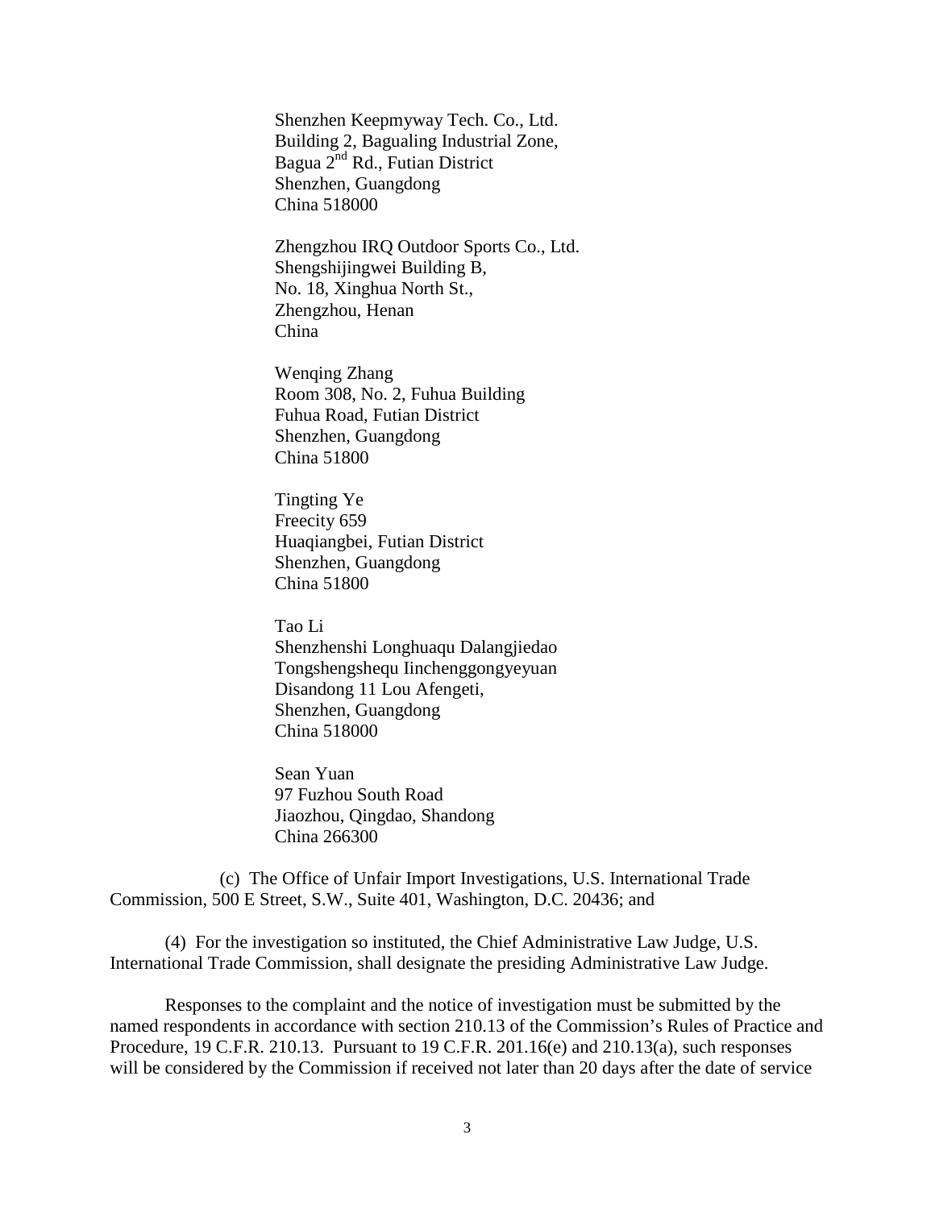Shenzhen Keepmyway Tech. Co., Ltd.
Building 2, Bagualing Industrial Zone,
Bagua 2nd Rd., Futian District
Shenzhen, Guangdong
China 518000

Zhengzhou IRQ Outdoor Sports Co., Ltd.
Shengshijingwei Building B,
No. 18, Xinghua North St.,
Zhengzhou, Henan
China

Wenqing Zhang
Room 308, No. 2, Fuhua Building
Fuhua Road, Futian District
Shenzhen, Guangdong
China 51800

Tingting Ye
Freecity 659
Huaqiangbei, Futian District
Shenzhen, Guangdong
China 51800

Tao Li
Shenzhenshi Longhuaqu Dalangjiedao
Tongshengshequ Iinchenggongyeyuan
Disandong 11 Lou Afengeti,
Shenzhen, Guangdong
China 518000

Sean Yuan
97 Fuzhou South Road
Jiaozhou, Qingdao, Shandong
China 266300

(c) The Office of Unfair Import Investigations, U.S. International Trade Commission, 500 E Street, S.W., Suite 401, Washington, D.C. 20436; and

(4) For the investigation so instituted, the Chief Administrative Law Judge, U.S. International Trade Commission, shall designate the presiding Administrative Law Judge.

Responses to the complaint and the notice of investigation must be submitted by the named respondents in accordance with section 210.13 of the Commission's Rules of Practice and Procedure, 19 C.F.R. 210.13. Pursuant to 19 C.F.R. 201.16(e) and 210.13(a), such responses will be considered by the Commission if received not later than 20 days after the date of service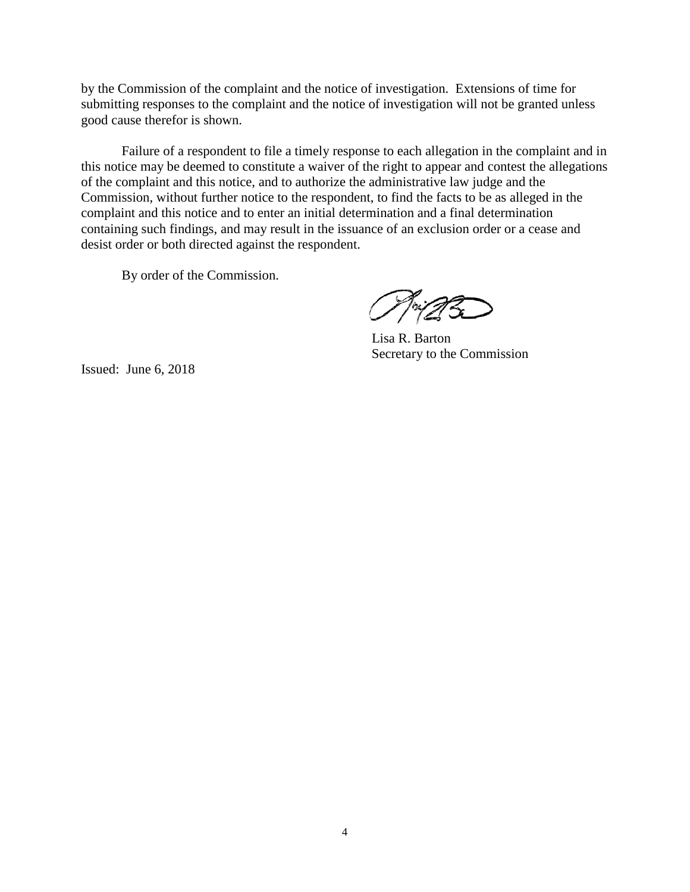by the Commission of the complaint and the notice of investigation. Extensions of time for submitting responses to the complaint and the notice of investigation will not be granted unless good cause therefor is shown.

Failure of a respondent to file a timely response to each allegation in the complaint and in this notice may be deemed to constitute a waiver of the right to appear and contest the allegations of the complaint and this notice, and to authorize the administrative law judge and the Commission, without further notice to the respondent, to find the facts to be as alleged in the complaint and this notice and to enter an initial determination and a final determination containing such findings, and may result in the issuance of an exclusion order or a cease and desist order or both directed against the respondent.

By order of the Commission.

Lisa R. Barton
Secretary to the Commission

Issued: June 6, 2018